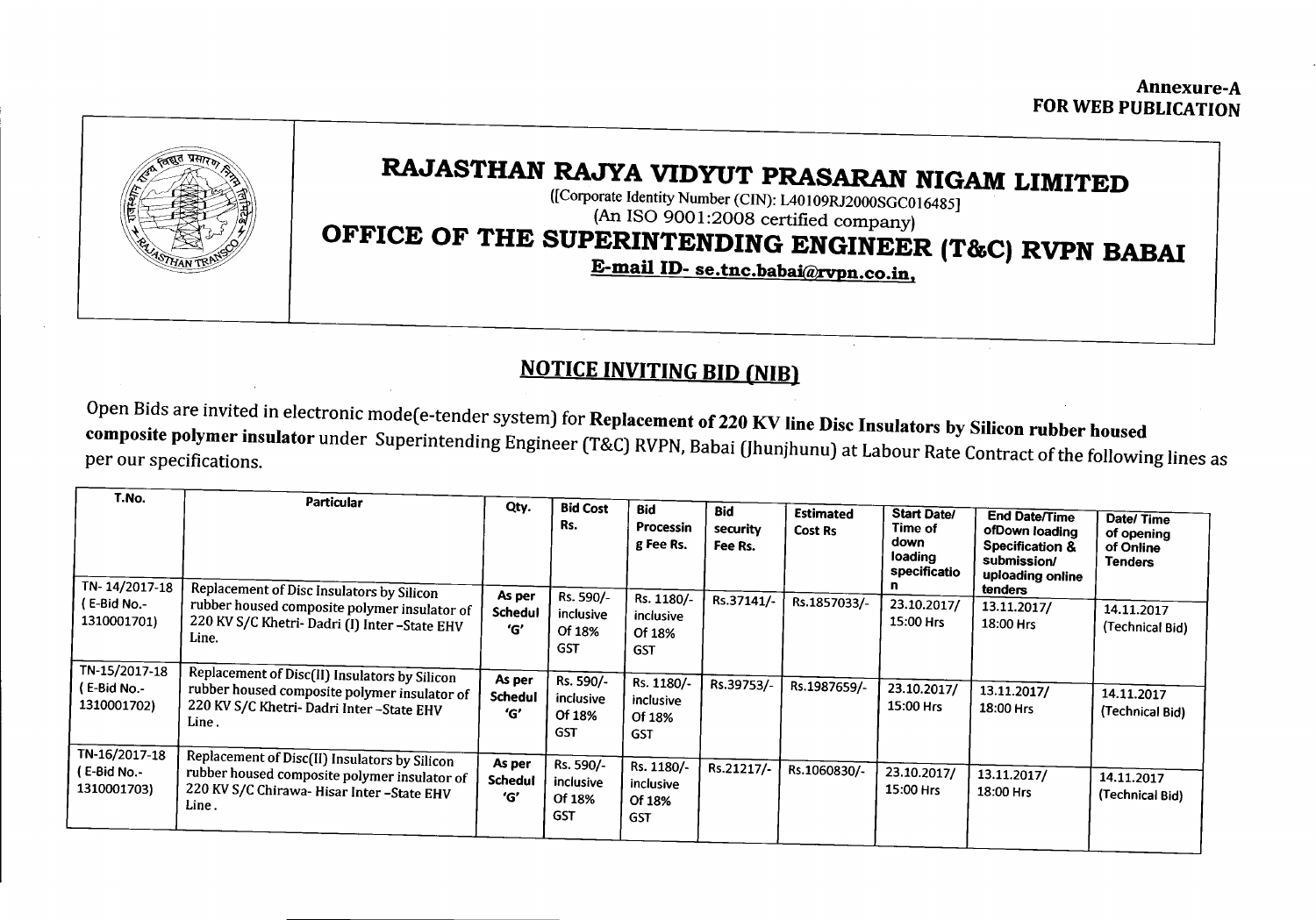**Annexure-A**
**FOR WEB PUBLICATION**

# RAJASTHAN RAJYA VIDYUT PRASARAN NIGAM LIMITED

([Corporate Identity Number (CIN): L40109RJ2000SGC016485]

(An ISO 9001:2008 certified company)

## OFFICE OF THE SUPERINTENDING ENGINEER (T&C) RVPN BABAI

**E-mail ID- se.tnc.babai@rvpn.co.in,**

## NOTICE INVITING BID (NIB)

Open Bids are invited in electronic mode(e-tender system) for **Replacement of 220 KV line Disc Insulators by Silicon rubber housed composite polymer insulator** under Superintending Engineer (T&C) RVPN, Babai (Jhunjhunu) at Labour Rate Contract of the following lines as per our specifications.

| T.No. | Particular | Qty. | Bid Cost Rs. | Bid Processing Fee Rs. | Bid security Fee Rs. | Estimated Cost Rs | Start Date/ Time of down loading specification | End Date/Time ofDown loading Specification & submission/ uploading online tenders | Date/ Time of opening of Online Tenders |
|---|---|---|---|---|---|---|---|---|---|
| TN- 14/2017-18 ( E-Bid No.- 1310001701) | Replacement of Disc Insulators by Silicon rubber housed composite polymer insulator of 220 KV S/C Khetri- Dadri (I) Inter -State EHV Line. | As per Schedul 'G' | Rs. 590/- inclusive Of 18% GST | Rs. 1180/- inclusive Of 18% GST | Rs.37141/- | Rs.1857033/- | 23.10.2017/ 15:00 Hrs | 13.11.2017/ 18:00 Hrs | 14.11.2017 (Technical Bid) |
| TN-15/2017-18 ( E-Bid No.- 1310001702) | Replacement of Disc(II) Insulators by Silicon rubber housed composite polymer insulator of 220 KV S/C Khetri- Dadri Inter -State EHV Line . | As per Schedul 'G' | Rs. 590/- inclusive Of 18% GST | Rs. 1180/- inclusive Of 18% GST | Rs.39753/- | Rs.1987659/- | 23.10.2017/ 15:00 Hrs | 13.11.2017/ 18:00 Hrs | 14.11.2017 (Technical Bid) |
| TN-16/2017-18 ( E-Bid No.- 1310001703) | Replacement of Disc(II) Insulators by Silicon rubber housed composite polymer insulator of 220 KV S/C Chirawa- Hisar Inter -State EHV Line . | As per Schedul 'G' | Rs. 590/- inclusive Of 18% GST | Rs. 1180/- inclusive Of 18% GST | Rs.21217/- | Rs.1060830/- | 23.10.2017/ 15:00 Hrs | 13.11.2017/ 18:00 Hrs | 14.11.2017 (Technical Bid) |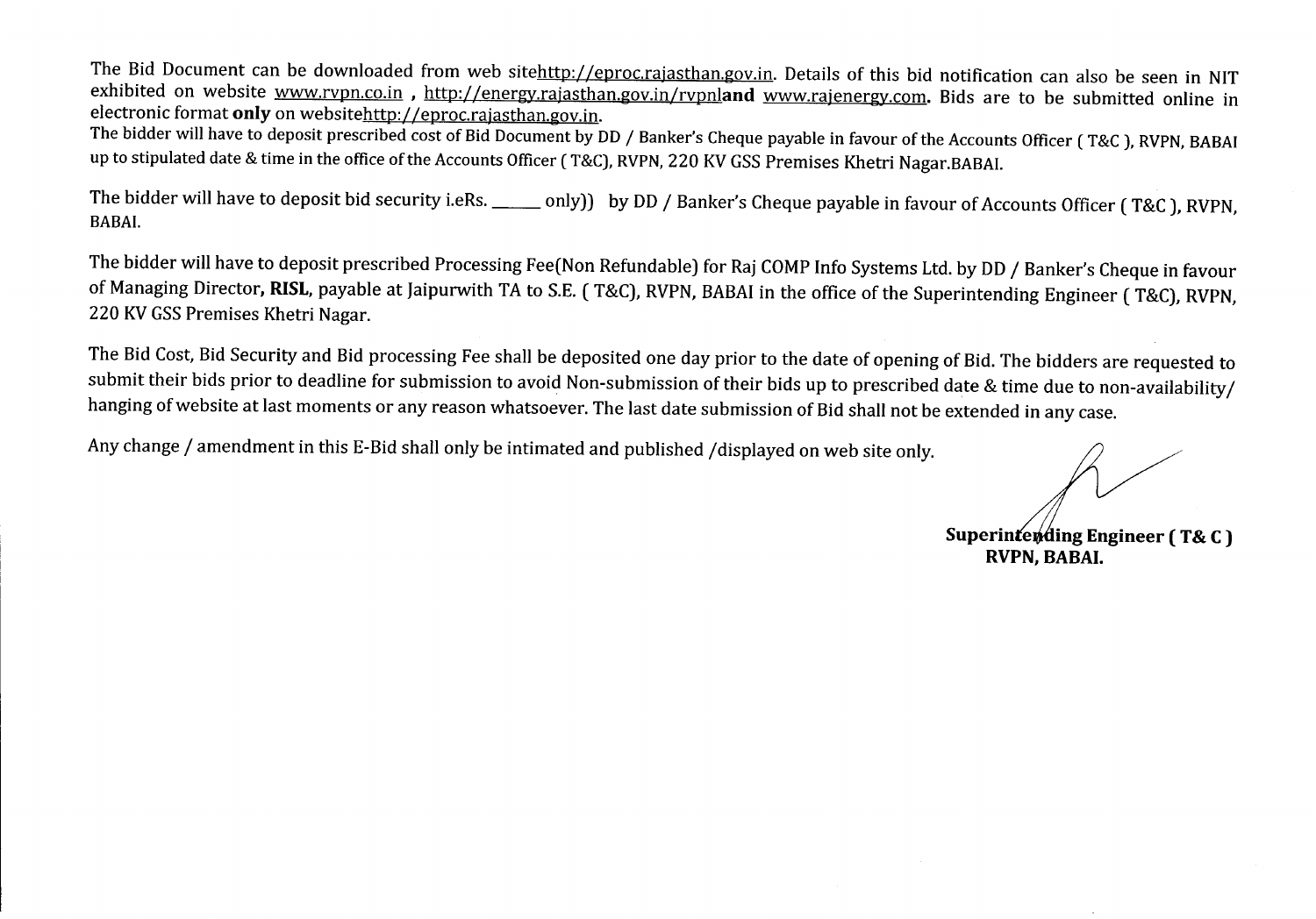The Bid Document can be downloaded from web sitehttp://eproc.rajasthan.gov.in. Details of this bid notification can also be seen in NIT exhibited on website www.rvpn.co.in , http://energy.rajasthan.gov.in/rvpnl**and** www.rajenergy.com. Bids are to be submitted online in electronic format **only** on websitehttp://eproc.rajasthan.gov.in.

The bidder will have to deposit prescribed cost of Bid Document by DD / Banker's Cheque payable in favour of the Accounts Officer ( T&C ), RVPN, BABAI up to stipulated date & time in the office of the Accounts Officer ( T&C), RVPN, 220 KV GSS Premises Khetri Nagar.BABAI.

The bidder will have to deposit bid security i.eRs. _____ only)) by DD / Banker's Cheque payable in favour of Accounts Officer ( T&C ), RVPN, BABAI.

The bidder will have to deposit prescribed Processing Fee(Non Refundable) for Raj COMP Info Systems Ltd. by DD / Banker's Cheque in favour of Managing Director, **RISL**, payable at Jaipurwith TA to S.E. ( T&C), RVPN, BABAI in the office of the Superintending Engineer ( T&C), RVPN, 220 KV GSS Premises Khetri Nagar.

The Bid Cost, Bid Security and Bid processing Fee shall be deposited one day prior to the date of opening of Bid. The bidders are requested to submit their bids prior to deadline for submission to avoid Non-submission of their bids up to prescribed date & time due to non-availability/ hanging of website at last moments or any reason whatsoever. The last date submission of Bid shall not be extended in any case.

Any change / amendment in this E-Bid shall only be intimated and published /displayed on web site only.

**Superintending Engineer ( T& C )**
**RVPN, BABAI.**